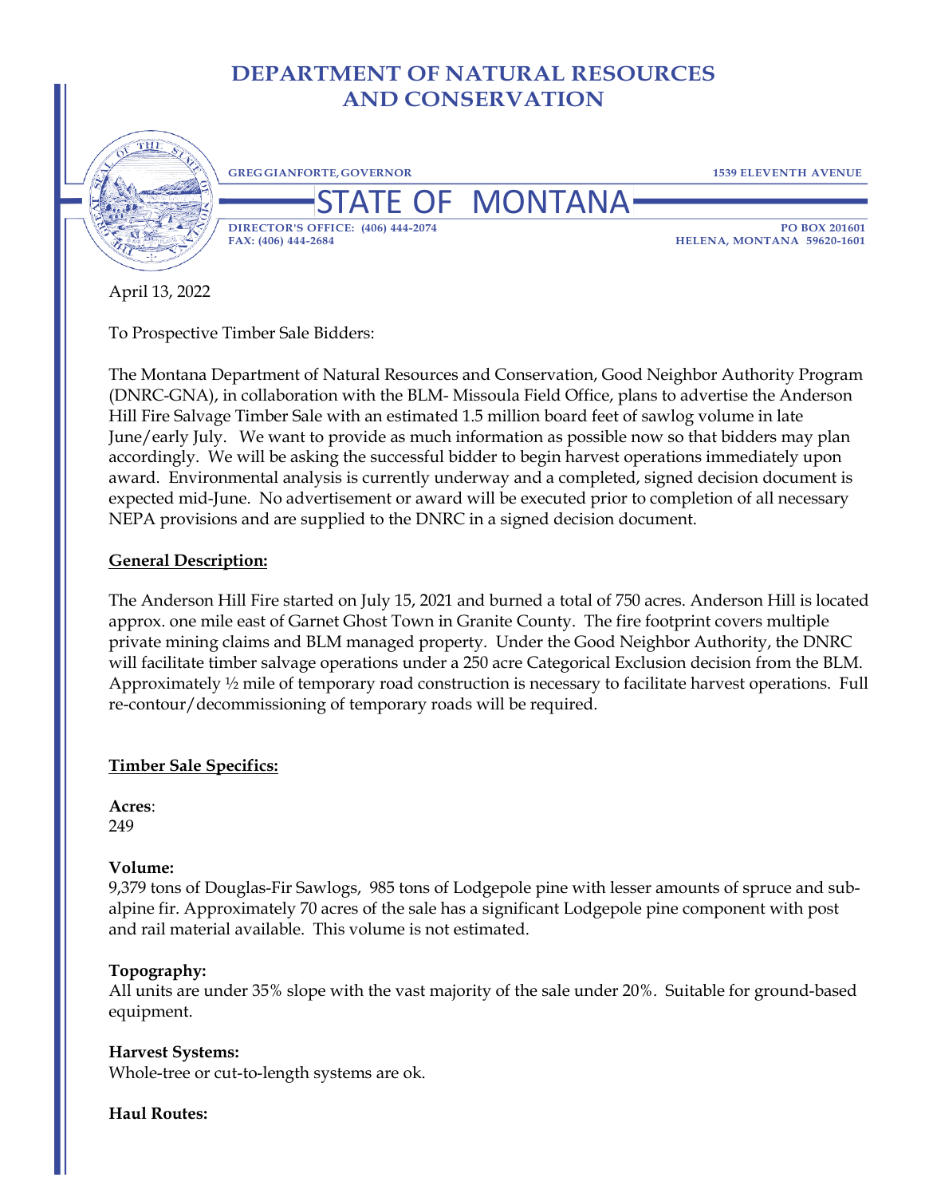# DEPARTMENT OF NATURAL RESOURCES AND CONSERVATION

GREG GIANFORTE, GOVERNOR

1539 ELEVENTH AVENUE

## STATE OF MONTANA

DIRECTOR'S OFFICE: (406) 444-2074
FAX: (406) 444-2684

PO BOX 201601
HELENA, MONTANA 59620-1601

April 13, 2022

To Prospective Timber Sale Bidders:

The Montana Department of Natural Resources and Conservation, Good Neighbor Authority Program (DNRC-GNA), in collaboration with the BLM- Missoula Field Office, plans to advertise the Anderson Hill Fire Salvage Timber Sale with an estimated 1.5 million board feet of sawlog volume in late June/early July. We want to provide as much information as possible now so that bidders may plan accordingly. We will be asking the successful bidder to begin harvest operations immediately upon award. Environmental analysis is currently underway and a completed, signed decision document is expected mid-June. No advertisement or award will be executed prior to completion of all necessary NEPA provisions and are supplied to the DNRC in a signed decision document.

**General Description:**

The Anderson Hill Fire started on July 15, 2021 and burned a total of 750 acres. Anderson Hill is located approx. one mile east of Garnet Ghost Town in Granite County. The fire footprint covers multiple private mining claims and BLM managed property. Under the Good Neighbor Authority, the DNRC will facilitate timber salvage operations under a 250 acre Categorical Exclusion decision from the BLM. Approximately ½ mile of temporary road construction is necessary to facilitate harvest operations. Full re-contour/decommissioning of temporary roads will be required.

**Timber Sale Specifics:**

**Acres**:
249

**Volume:**
9,379 tons of Douglas-Fir Sawlogs, 985 tons of Lodgepole pine with lesser amounts of spruce and sub-alpine fir. Approximately 70 acres of the sale has a significant Lodgepole pine component with post and rail material available. This volume is not estimated.

**Topography:**
All units are under 35% slope with the vast majority of the sale under 20%. Suitable for ground-based equipment.

**Harvest Systems:**
Whole-tree or cut-to-length systems are ok.

**Haul Routes:**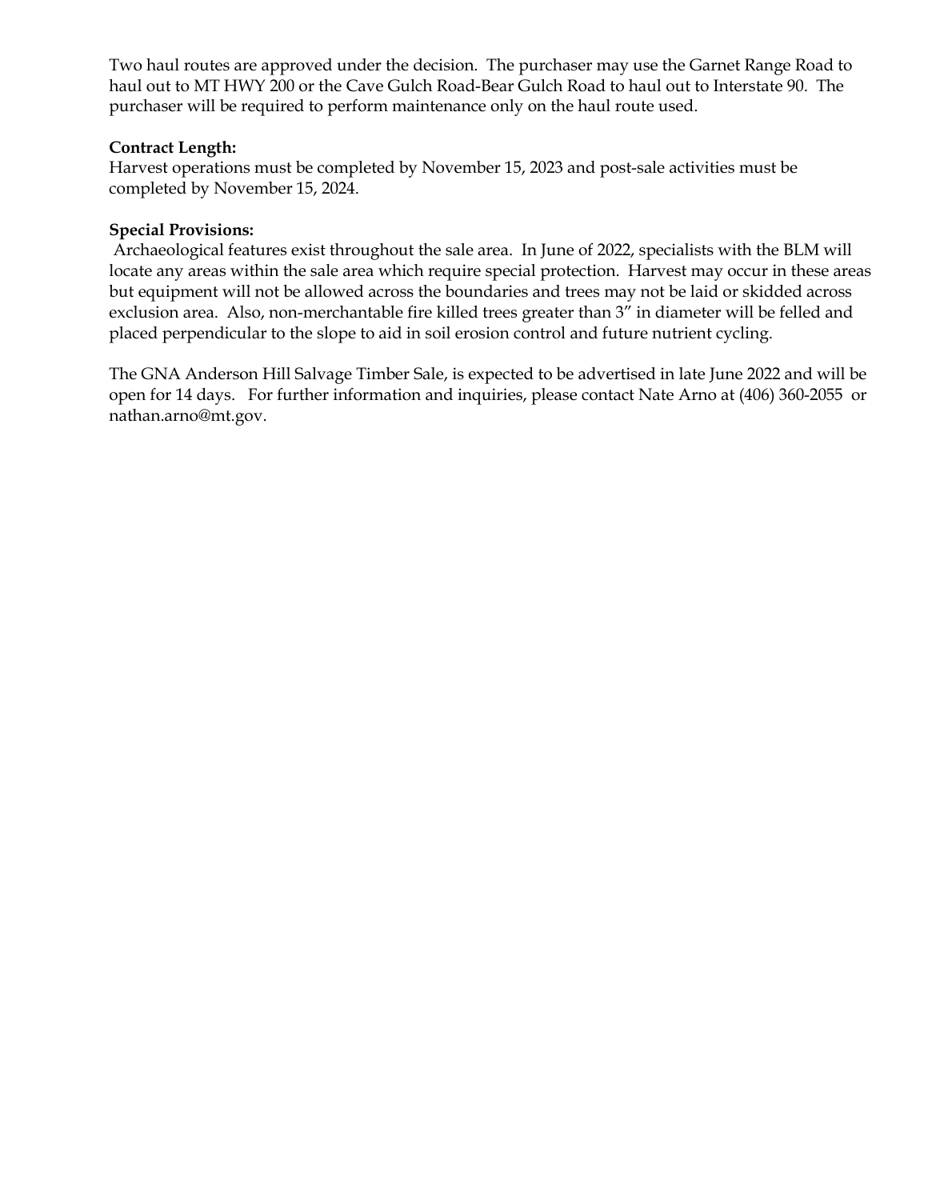Two haul routes are approved under the decision. The purchaser may use the Garnet Range Road to haul out to MT HWY 200 or the Cave Gulch Road-Bear Gulch Road to haul out to Interstate 90. The purchaser will be required to perform maintenance only on the haul route used.

**Contract Length:**
Harvest operations must be completed by November 15, 2023 and post-sale activities must be completed by November 15, 2024.

**Special Provisions:**
Archaeological features exist throughout the sale area. In June of 2022, specialists with the BLM will locate any areas within the sale area which require special protection. Harvest may occur in these areas but equipment will not be allowed across the boundaries and trees may not be laid or skidded across exclusion area. Also, non-merchantable fire killed trees greater than 3" in diameter will be felled and placed perpendicular to the slope to aid in soil erosion control and future nutrient cycling.

The GNA Anderson Hill Salvage Timber Sale, is expected to be advertised in late June 2022 and will be open for 14 days. For further information and inquiries, please contact Nate Arno at (406) 360-2055 or nathan.arno@mt.gov.